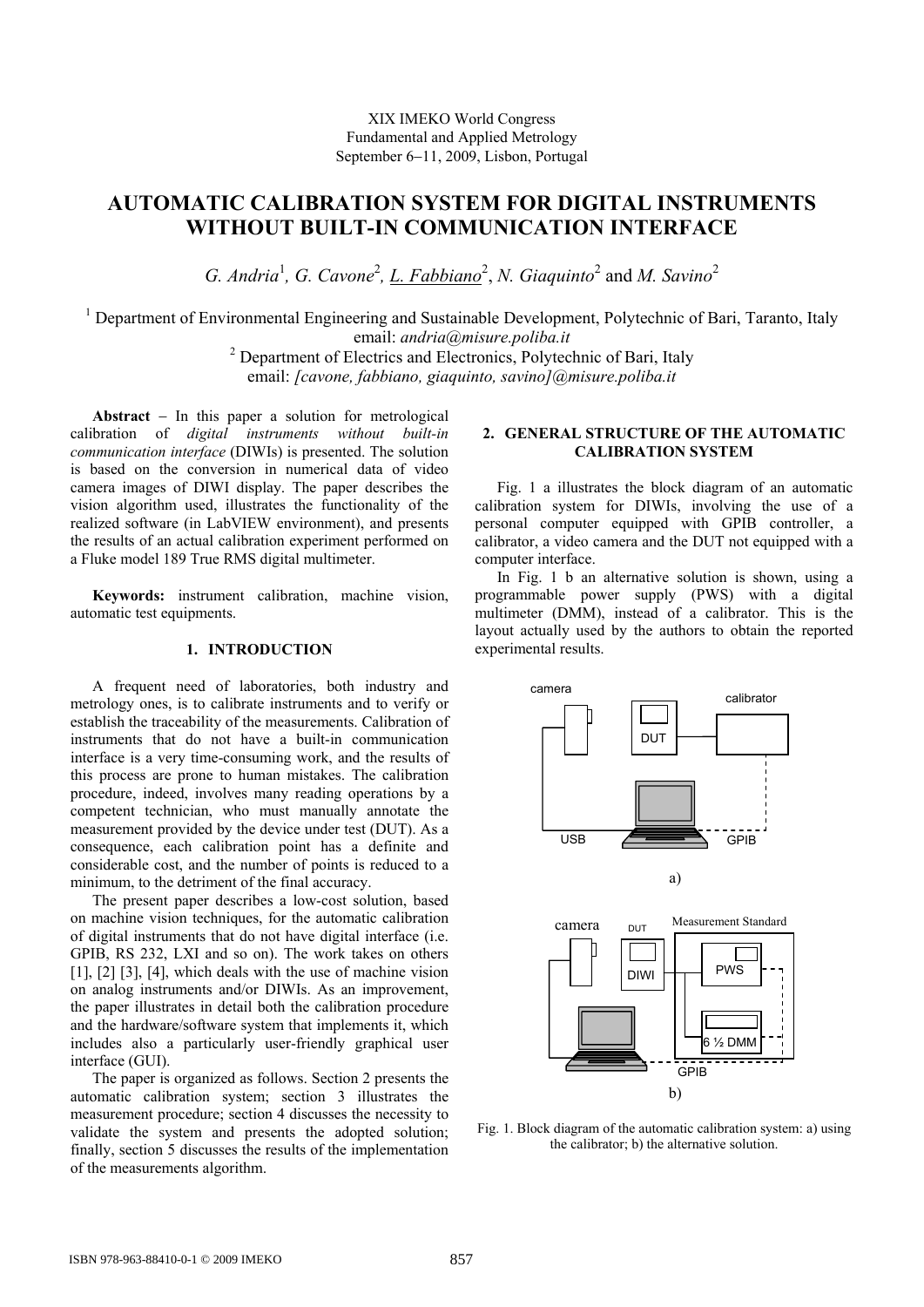XIX IMEKO World Congress
Fundamental and Applied Metrology
September 6−11, 2009, Lisbon, Portugal

# AUTOMATIC CALIBRATION SYSTEM FOR DIGITAL INSTRUMENTS WITHOUT BUILT-IN COMMUNICATION INTERFACE

*G. Andria*[1], *G. Cavone*[2], *L. Fabbiano*[2], *N. Giaquinto*[2] and *M. Savino*[2]

[1] Department of Environmental Engineering and Sustainable Development, Polytechnic of Bari, Taranto, Italy
email: *andria@misure.poliba.it*
[2] Department of Electrics and Electronics, Polytechnic of Bari, Italy
email: *[cavone, fabbiano, giaquinto, savino]@misure.poliba.it*

**Abstract** − In this paper a solution for metrological calibration of *digital instruments without built-in communication interface* (DIWIs) is presented. The solution is based on the conversion in numerical data of video camera images of DIWI display. The paper describes the vision algorithm used, illustrates the functionality of the realized software (in LabVIEW environment), and presents the results of an actual calibration experiment performed on a Fluke model 189 True RMS digital multimeter.

**Keywords:** instrument calibration, machine vision, automatic test equipments.

## 1. INTRODUCTION

A frequent need of laboratories, both industry and metrology ones, is to calibrate instruments and to verify or establish the traceability of the measurements. Calibration of instruments that do not have a built-in communication interface is a very time-consuming work, and the results of this process are prone to human mistakes. The calibration procedure, indeed, involves many reading operations by a competent technician, who must manually annotate the measurement provided by the device under test (DUT). As a consequence, each calibration point has a definite and considerable cost, and the number of points is reduced to a minimum, to the detriment of the final accuracy.

The present paper describes a low-cost solution, based on machine vision techniques, for the automatic calibration of digital instruments that do not have digital interface (i.e. GPIB, RS 232, LXI and so on). The work takes on others [1], [2] [3], [4], which deals with the use of machine vision on analog instruments and/or DIWIs. As an improvement, the paper illustrates in detail both the calibration procedure and the hardware/software system that implements it, which includes also a particularly user-friendly graphical user interface (GUI).

The paper is organized as follows. Section 2 presents the automatic calibration system; section 3 illustrates the measurement procedure; section 4 discusses the necessity to validate the system and presents the adopted solution; finally, section 5 discusses the results of the implementation of the measurements algorithm.

## 2. GENERAL STRUCTURE OF THE AUTOMATIC CALIBRATION SYSTEM

Fig. 1 a illustrates the block diagram of an automatic calibration system for DIWIs, involving the use of a personal computer equipped with GPIB controller, a calibrator, a video camera and the DUT not equipped with a computer interface.

In Fig. 1 b an alternative solution is shown, using a programmable power supply (PWS) with a digital multimeter (DMM), instead of a calibrator. This is the layout actually used by the authors to obtain the reported experimental results.

Fig. 1. Block diagram of the automatic calibration system: a) using the calibrator; b) the alternative solution.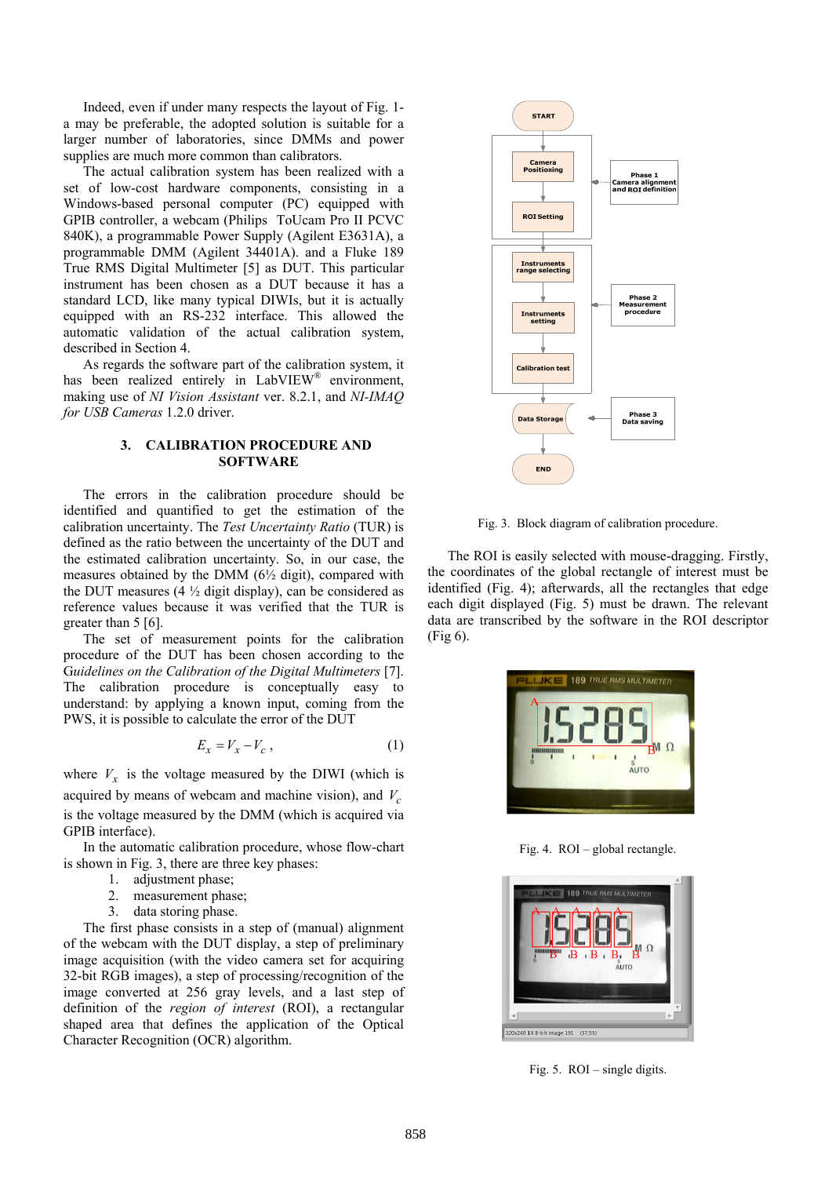Indeed, even if under many respects the layout of Fig. 1-a may be preferable, the adopted solution is suitable for a larger number of laboratories, since DMMs and power supplies are much more common than calibrators.

The actual calibration system has been realized with a set of low-cost hardware components, consisting in a Windows-based personal computer (PC) equipped with GPIB controller, a webcam (Philips ToUcam Pro II PCVC 840K), a programmable Power Supply (Agilent E3631A), a programmable DMM (Agilent 34401A). and a Fluke 189 True RMS Digital Multimeter [5] as DUT. This particular instrument has been chosen as a DUT because it has a standard LCD, like many typical DIWIs, but it is actually equipped with an RS-232 interface. This allowed the automatic validation of the actual calibration system, described in Section 4.

As regards the software part of the calibration system, it has been realized entirely in LabVIEW® environment, making use of *NI Vision Assistant* ver. 8.2.1, and *NI-IMAQ for USB Cameras* 1.2.0 driver.

## 3. CALIBRATION PROCEDURE AND SOFTWARE

The errors in the calibration procedure should be identified and quantified to get the estimation of the calibration uncertainty. The *Test Uncertainty Ratio* (TUR) is defined as the ratio between the uncertainty of the DUT and the estimated calibration uncertainty. So, in our case, the measures obtained by the DMM (6½ digit), compared with the DUT measures (4 ½ digit display), can be considered as reference values because it was verified that the TUR is greater than 5 [6].

The set of measurement points for the calibration procedure of the DUT has been chosen according to the *Guidelines on the Calibration of the Digital Multimeters* [7]. The calibration procedure is conceptually easy to understand: by applying a known input, coming from the PWS, it is possible to calculate the error of the DUT

$$E_x = V_x - V_c \,, \tag{1}$$

where $V_x$ is the voltage measured by the DIWI (which is acquired by means of webcam and machine vision), and $V_c$ is the voltage measured by the DMM (which is acquired via GPIB interface).

In the automatic calibration procedure, whose flow-chart is shown in Fig. 3, there are three key phases:

1. adjustment phase;
2. measurement phase;
3. data storing phase.

The first phase consists in a step of (manual) alignment of the webcam with the DUT display, a step of preliminary image acquisition (with the video camera set for acquiring 32-bit RGB images), a step of processing/recognition of the image converted at 256 gray levels, and a last step of definition of the *region of interest* (ROI), a rectangular shaped area that defines the application of the Optical Character Recognition (OCR) algorithm.

Fig. 3. Block diagram of calibration procedure.

The ROI is easily selected with mouse-dragging. Firstly, the coordinates of the global rectangle of interest must be identified (Fig. 4); afterwards, all the rectangles that edge each digit displayed (Fig. 5) must be drawn. The relevant data are transcribed by the software in the ROI descriptor (Fig 6).

Fig. 4. ROI – global rectangle.

Fig. 5. ROI – single digits.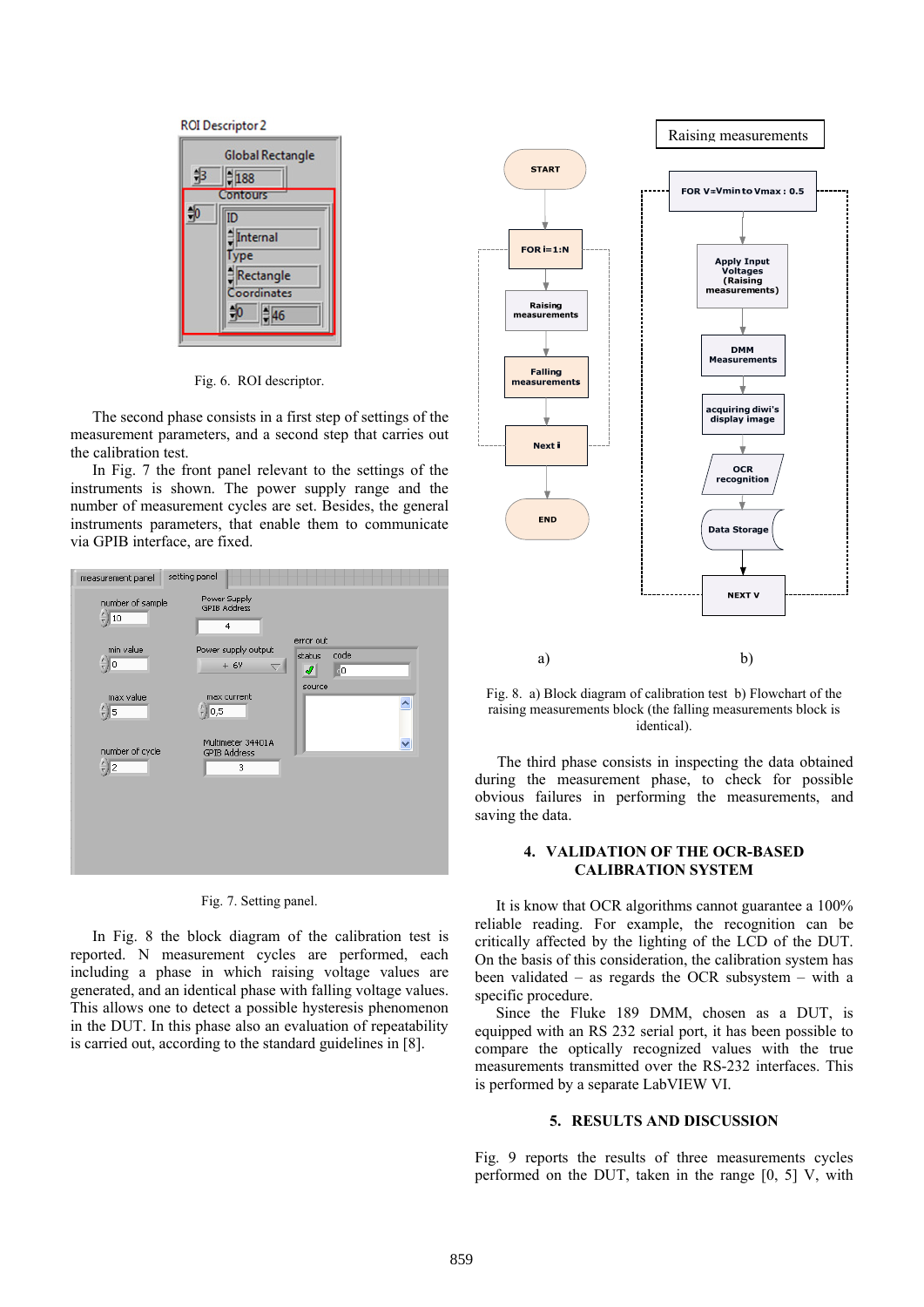Fig. 6. ROI descriptor.

The second phase consists in a first step of settings of the measurement parameters, and a second step that carries out the calibration test.

In Fig. 7 the front panel relevant to the settings of the instruments is shown. The power supply range and the number of measurement cycles are set. Besides, the general instruments parameters, that enable them to communicate via GPIB interface, are fixed.

Fig. 7. Setting panel.

In Fig. 8 the block diagram of the calibration test is reported. N measurement cycles are performed, each including a phase in which raising voltage values are generated, and an identical phase with falling voltage values. This allows one to detect a possible hysteresis phenomenon in the DUT. In this phase also an evaluation of repeatability is carried out, according to the standard guidelines in [8].

Fig. 8. a) Block diagram of calibration test b) Flowchart of the raising measurements block (the falling measurements block is identical).

The third phase consists in inspecting the data obtained during the measurement phase, to check for possible obvious failures in performing the measurements, and saving the data.

## 4. VALIDATION OF THE OCR-BASED CALIBRATION SYSTEM

It is know that OCR algorithms cannot guarantee a 100% reliable reading. For example, the recognition can be critically affected by the lighting of the LCD of the DUT. On the basis of this consideration, the calibration system has been validated – as regards the OCR subsystem – with a specific procedure.

Since the Fluke 189 DMM, chosen as a DUT, is equipped with an RS 232 serial port, it has been possible to compare the optically recognized values with the true measurements transmitted over the RS-232 interfaces. This is performed by a separate LabVIEW VI.

## 5. RESULTS AND DISCUSSION

Fig. 9 reports the results of three measurements cycles performed on the DUT, taken in the range [0, 5] V, with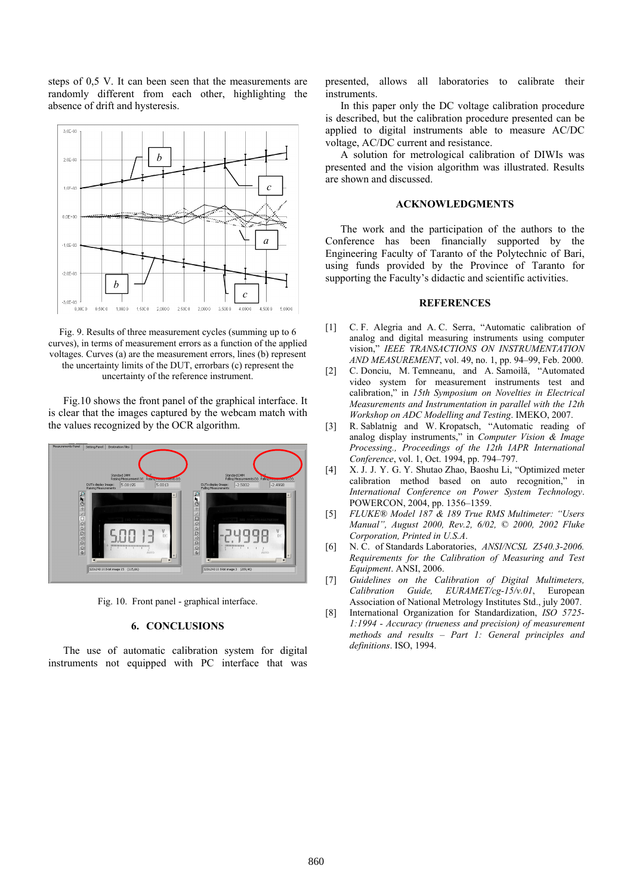steps of 0,5 V. It can been seen that the measurements are randomly different from each other, highlighting the absence of drift and hysteresis.

3,0E-03
2,0E-03
1,0E-03
0,0E+00
-1,0E-03
-2,0E-03
-3,0E-03
0,000 0 0,500 0 1,000 0 1,500 0 2,000 0 2,500 0 2,000 0 3,500 0 4,000 0 4,500 0 5,000 0
b
c
a
b
c

Fig. 9. Results of three measurement cycles (summing up to 6 curves), in terms of measurement errors as a function of the applied voltages. Curves (a) are the measurement errors, lines (b) represent the uncertainty limits of the DUT, errorbars (c) represent the uncertainty of the reference instrument.

Fig.10 shows the front panel of the graphical interface. It is clear that the images captured by the webcam match with the values recognized by the OCR algorithm.

Fig. 10. Front panel - graphical interface.

## 6. CONCLUSIONS

The use of automatic calibration system for digital instruments not equipped with PC interface that was presented, allows all laboratories to calibrate their instruments.

In this paper only the DC voltage calibration procedure is described, but the calibration procedure presented can be applied to digital instruments able to measure AC/DC voltage, AC/DC current and resistance.

A solution for metrological calibration of DIWIs was presented and the vision algorithm was illustrated. Results are shown and discussed.

## ACKNOWLEDGMENTS

The work and the participation of the authors to the Conference has been financially supported by the Engineering Faculty of Taranto of the Polytechnic of Bari, using funds provided by the Province of Taranto for supporting the Faculty's didactic and scientific activities.

## REFERENCES

[1] C. F. Alegria and A. C. Serra, "Automatic calibration of analog and digital measuring instruments using computer vision," *IEEE TRANSACTIONS ON INSTRUMENTATION AND MEASUREMENT*, vol. 49, no. 1, pp. 94–99, Feb. 2000.

[2] C. Donciu, M. Temneanu, and A. Samoilă, "Automated video system for measurement instruments test and calibration," in *15th Symposium on Novelties in Electrical Measurements and Instrumentation in parallel with the 12th Workshop on ADC Modelling and Testing*. IMEKO, 2007.

[3] R. Sablatnig and W. Kropatsch, "Automatic reading of analog display instruments," in *Computer Vision & Image Processing., Proceedings of the 12th IAPR International Conference*, vol. 1, Oct. 1994, pp. 794–797.

[4] X. J. J. Y. G. Y. Shutao Zhao, Baoshu Li, "Optimized meter calibration method based on auto recognition," in *International Conference on Power System Technology*. POWERCON, 2004, pp. 1356–1359.

[5] *FLUKE® Model 187 & 189 True RMS Multimeter: "Users Manual", August 2000, Rev.2, 6/02, © 2000, 2002 Fluke Corporation, Printed in U.S.A.*

[6] N. C. of Standards Laboratories, *ANSI/NCSL Z540.3-2006. Requirements for the Calibration of Measuring and Test Equipment*. ANSI, 2006.

[7] *Guidelines on the Calibration of Digital Multimeters, Calibration Guide, EURAMET/cg-15/v.01*, European Association of National Metrology Institutes Std., july 2007.

[8] International Organization for Standardization, *ISO 5725-1:1994 - Accuracy (trueness and precision) of measurement methods and results – Part 1: General principles and definitions*. ISO, 1994.